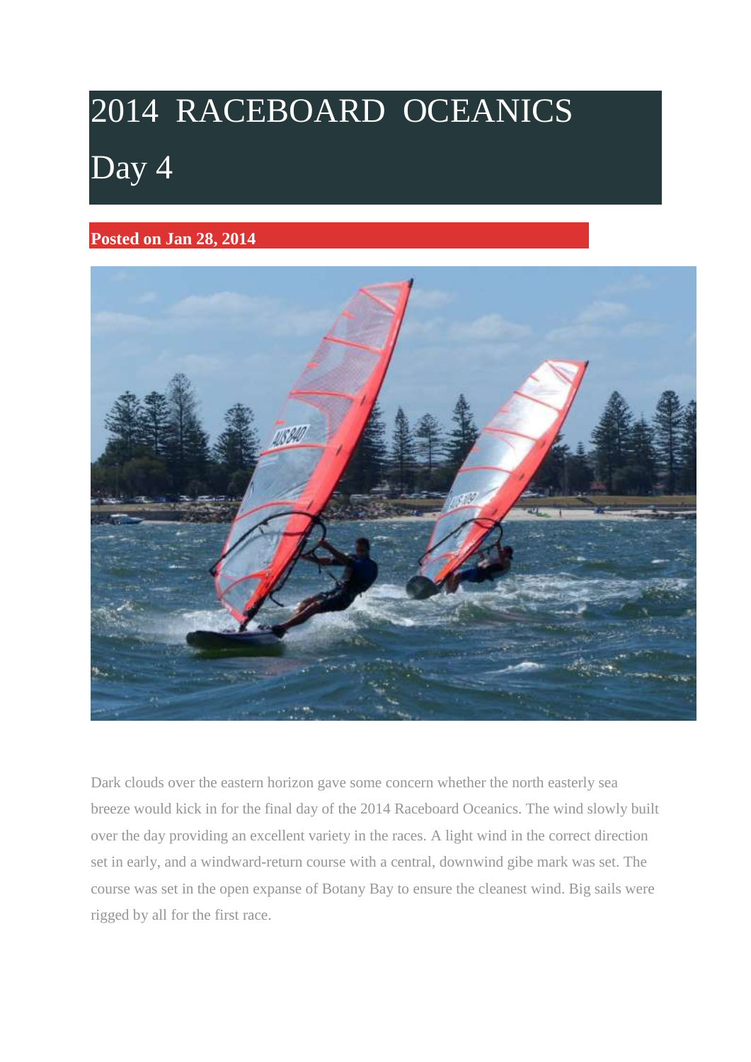# 2014 RACEBOARD OCEANICS Day 4

**Posted on Jan 28, 2014**

Dark clouds over the eastern horizon gave some concern whether the north easterly sea breeze would kick in for the final day of the 2014 Raceboard Oceanics. The wind slowly built over the day providing an excellent variety in the races. A light wind in the correct direction set in early, and a windward-return course with a central, downwind gibe mark was set. The course was set in the open expanse of Botany Bay to ensure the cleanest wind. Big sails were rigged by all for the first race.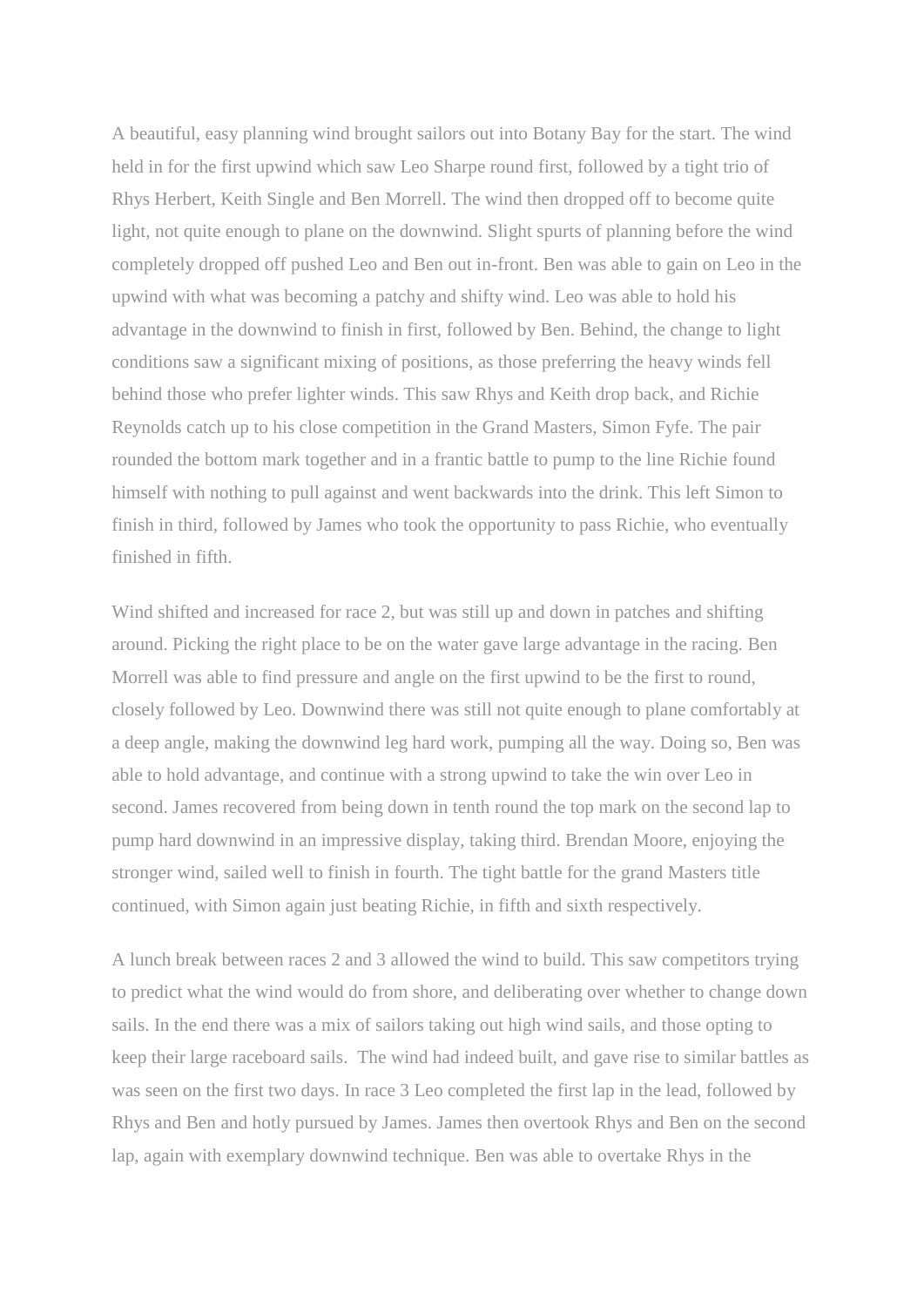A beautiful, easy planning wind brought sailors out into Botany Bay for the start. The wind held in for the first upwind which saw Leo Sharpe round first, followed by a tight trio of Rhys Herbert, Keith Single and Ben Morrell. The wind then dropped off to become quite light, not quite enough to plane on the downwind. Slight spurts of planning before the wind completely dropped off pushed Leo and Ben out in-front. Ben was able to gain on Leo in the upwind with what was becoming a patchy and shifty wind. Leo was able to hold his advantage in the downwind to finish in first, followed by Ben. Behind, the change to light conditions saw a significant mixing of positions, as those preferring the heavy winds fell behind those who prefer lighter winds. This saw Rhys and Keith drop back, and Richie Reynolds catch up to his close competition in the Grand Masters, Simon Fyfe. The pair rounded the bottom mark together and in a frantic battle to pump to the line Richie found himself with nothing to pull against and went backwards into the drink. This left Simon to finish in third, followed by James who took the opportunity to pass Richie, who eventually finished in fifth.

Wind shifted and increased for race 2, but was still up and down in patches and shifting around. Picking the right place to be on the water gave large advantage in the racing. Ben Morrell was able to find pressure and angle on the first upwind to be the first to round, closely followed by Leo. Downwind there was still not quite enough to plane comfortably at a deep angle, making the downwind leg hard work, pumping all the way. Doing so, Ben was able to hold advantage, and continue with a strong upwind to take the win over Leo in second. James recovered from being down in tenth round the top mark on the second lap to pump hard downwind in an impressive display, taking third. Brendan Moore, enjoying the stronger wind, sailed well to finish in fourth. The tight battle for the grand Masters title continued, with Simon again just beating Richie, in fifth and sixth respectively.

A lunch break between races 2 and 3 allowed the wind to build. This saw competitors trying to predict what the wind would do from shore, and deliberating over whether to change down sails. In the end there was a mix of sailors taking out high wind sails, and those opting to keep their large raceboard sails.  The wind had indeed built, and gave rise to similar battles as was seen on the first two days. In race 3 Leo completed the first lap in the lead, followed by Rhys and Ben and hotly pursued by James. James then overtook Rhys and Ben on the second lap, again with exemplary downwind technique. Ben was able to overtake Rhys in the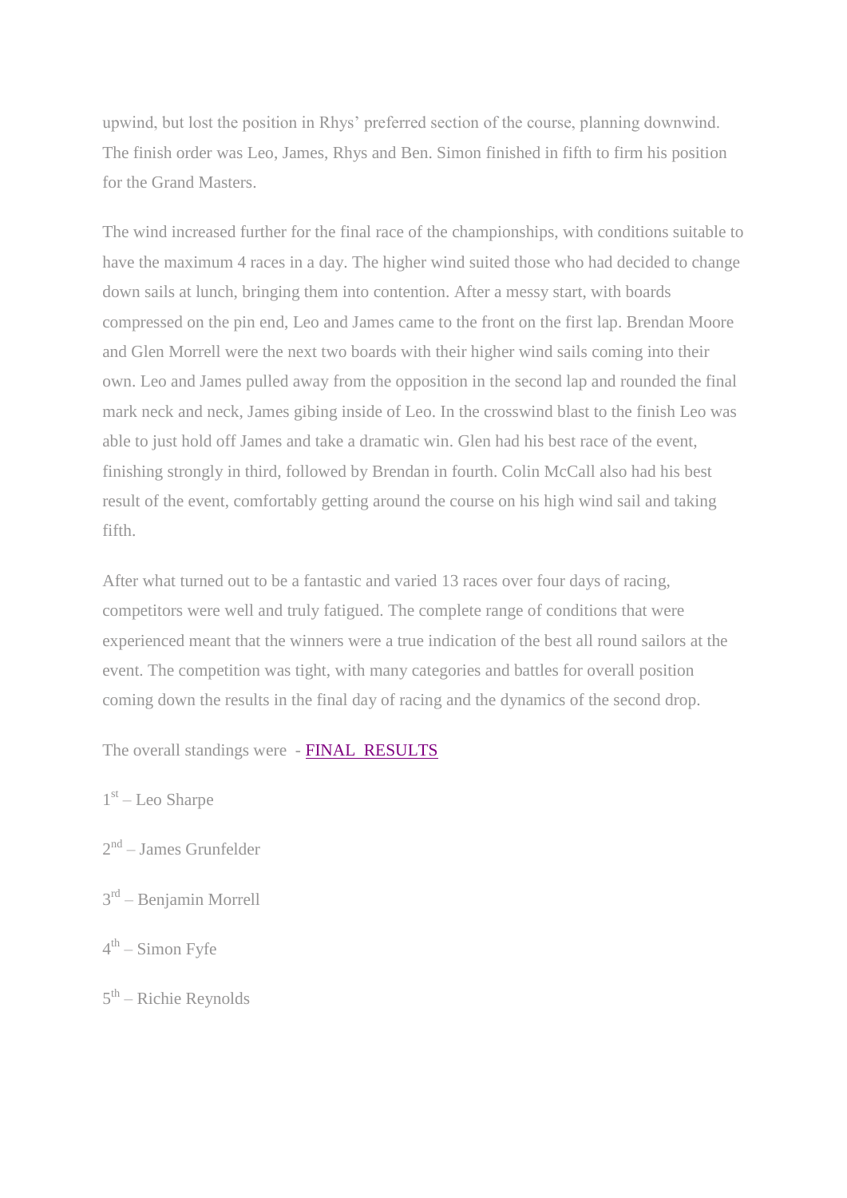upwind, but lost the position in Rhys' preferred section of the course, planning downwind. The finish order was Leo, James, Rhys and Ben. Simon finished in fifth to firm his position for the Grand Masters.

The wind increased further for the final race of the championships, with conditions suitable to have the maximum 4 races in a day. The higher wind suited those who had decided to change down sails at lunch, bringing them into contention. After a messy start, with boards compressed on the pin end, Leo and James came to the front on the first lap. Brendan Moore and Glen Morrell were the next two boards with their higher wind sails coming into their own. Leo and James pulled away from the opposition in the second lap and rounded the final mark neck and neck, James gibing inside of Leo. In the crosswind blast to the finish Leo was able to just hold off James and take a dramatic win. Glen had his best race of the event, finishing strongly in third, followed by Brendan in fourth. Colin McCall also had his best result of the event, comfortably getting around the course on his high wind sail and taking fifth.

After what turned out to be a fantastic and varied 13 races over four days of racing, competitors were well and truly fatigued. The complete range of conditions that were experienced meant that the winners were a true indication of the best all round sailors at the event. The competition was tight, with many categories and battles for overall position coming down the results in the final day of racing and the dynamics of the second drop.

The overall standings were - FINAL RESULTS

1st – Leo Sharpe

2nd – James Grunfelder

3rd – Benjamin Morrell

4th – Simon Fyfe

5th – Richie Reynolds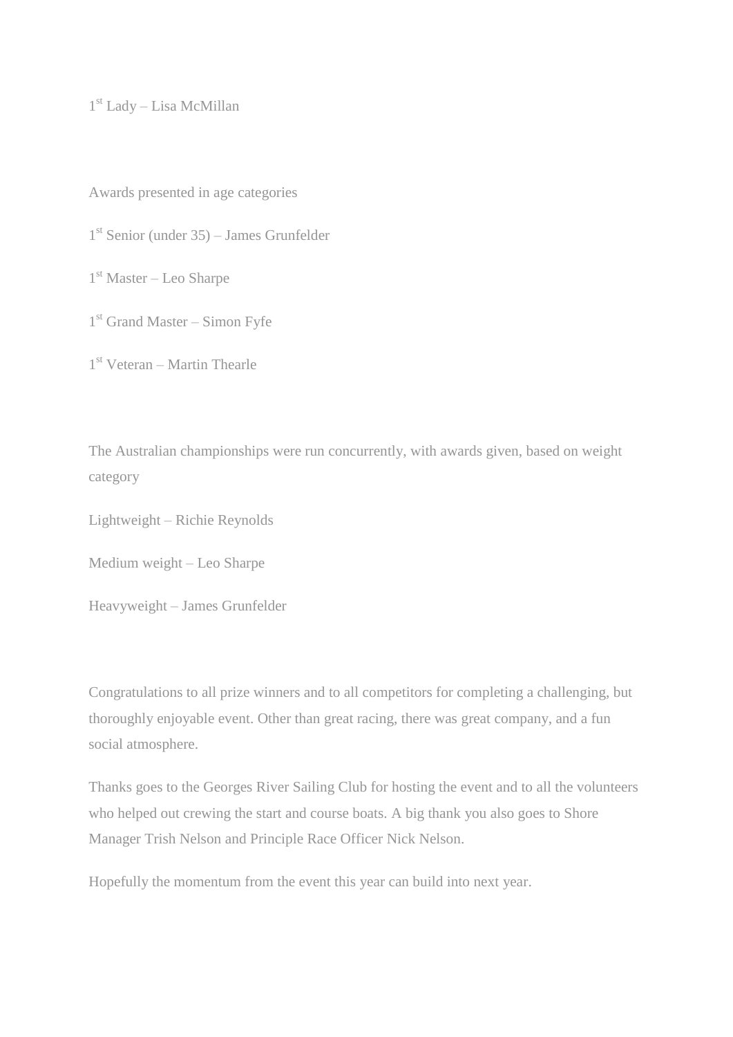1st Lady – Lisa McMillan

Awards presented in age categories

1st Senior (under 35) – James Grunfelder

1st Master – Leo Sharpe

1st Grand Master – Simon Fyfe

1st Veteran – Martin Thearle

The Australian championships were run concurrently, with awards given, based on weight category

Lightweight – Richie Reynolds

Medium weight – Leo Sharpe

Heavyweight – James Grunfelder

Congratulations to all prize winners and to all competitors for completing a challenging, but thoroughly enjoyable event. Other than great racing, there was great company, and a fun social atmosphere.

Thanks goes to the Georges River Sailing Club for hosting the event and to all the volunteers who helped out crewing the start and course boats. A big thank you also goes to Shore Manager Trish Nelson and Principle Race Officer Nick Nelson.

Hopefully the momentum from the event this year can build into next year.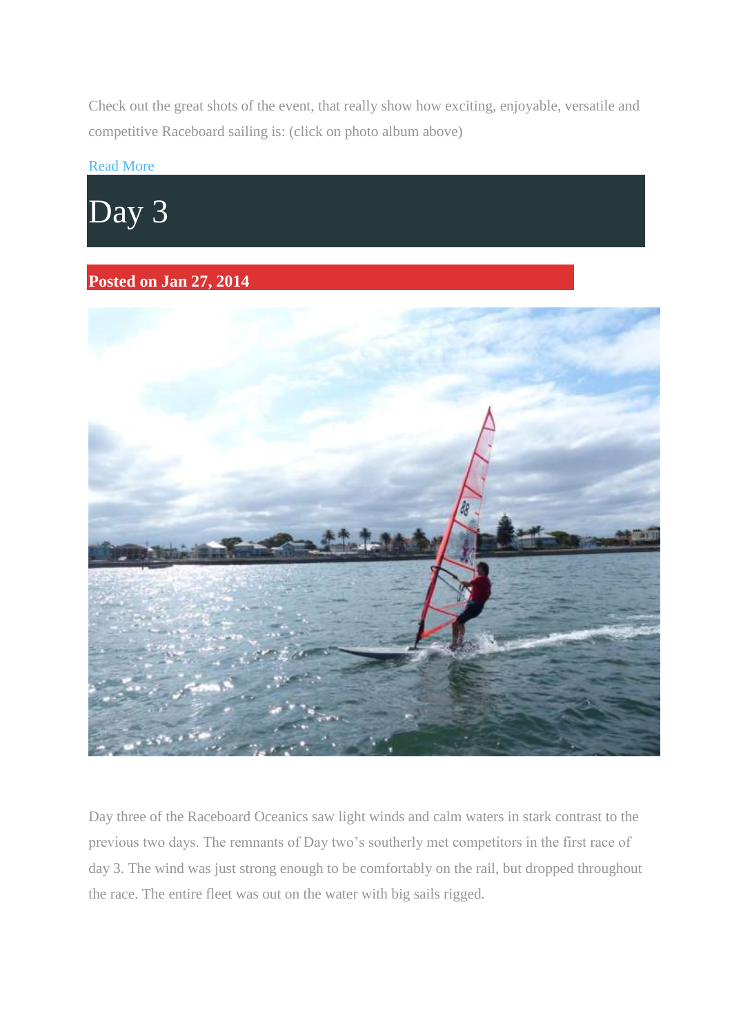Check out the great shots of the event, that really show how exciting, enjoyable, versatile and competitive Raceboard sailing is: (click on photo album above)

Read More

# Day 3

**Posted on Jan 27, 2014**

Day three of the Raceboard Oceanics saw light winds and calm waters in stark contrast to the previous two days. The remnants of Day two's southerly met competitors in the first race of day 3. The wind was just strong enough to be comfortably on the rail, but dropped throughout the race. The entire fleet was out on the water with big sails rigged.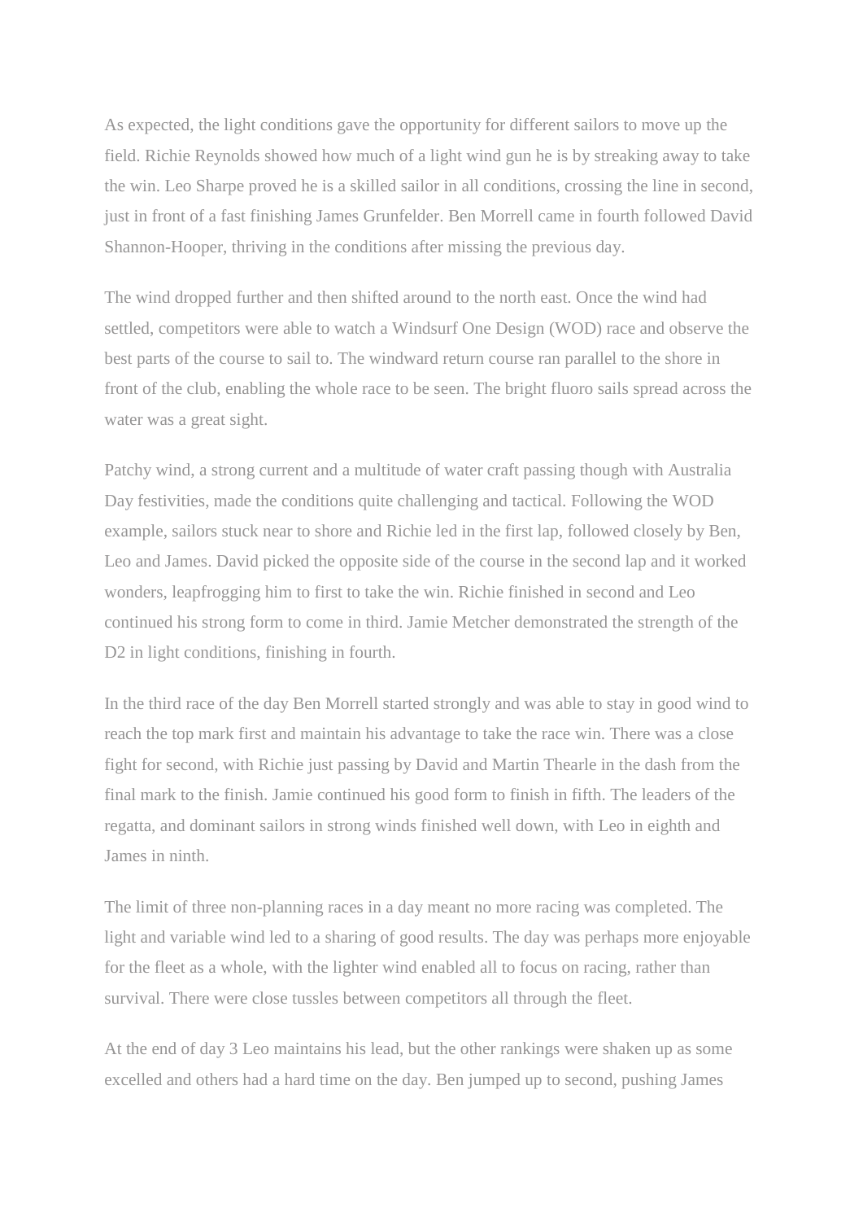As expected, the light conditions gave the opportunity for different sailors to move up the field. Richie Reynolds showed how much of a light wind gun he is by streaking away to take the win. Leo Sharpe proved he is a skilled sailor in all conditions, crossing the line in second, just in front of a fast finishing James Grunfelder. Ben Morrell came in fourth followed David Shannon-Hooper, thriving in the conditions after missing the previous day.

The wind dropped further and then shifted around to the north east. Once the wind had settled, competitors were able to watch a Windsurf One Design (WOD) race and observe the best parts of the course to sail to. The windward return course ran parallel to the shore in front of the club, enabling the whole race to be seen. The bright fluoro sails spread across the water was a great sight.

Patchy wind, a strong current and a multitude of water craft passing though with Australia Day festivities, made the conditions quite challenging and tactical. Following the WOD example, sailors stuck near to shore and Richie led in the first lap, followed closely by Ben, Leo and James. David picked the opposite side of the course in the second lap and it worked wonders, leapfrogging him to first to take the win. Richie finished in second and Leo continued his strong form to come in third. Jamie Metcher demonstrated the strength of the D2 in light conditions, finishing in fourth.

In the third race of the day Ben Morrell started strongly and was able to stay in good wind to reach the top mark first and maintain his advantage to take the race win. There was a close fight for second, with Richie just passing by David and Martin Thearle in the dash from the final mark to the finish. Jamie continued his good form to finish in fifth. The leaders of the regatta, and dominant sailors in strong winds finished well down, with Leo in eighth and James in ninth.

The limit of three non-planning races in a day meant no more racing was completed. The light and variable wind led to a sharing of good results. The day was perhaps more enjoyable for the fleet as a whole, with the lighter wind enabled all to focus on racing, rather than survival. There were close tussles between competitors all through the fleet.

At the end of day 3 Leo maintains his lead, but the other rankings were shaken up as some excelled and others had a hard time on the day. Ben jumped up to second, pushing James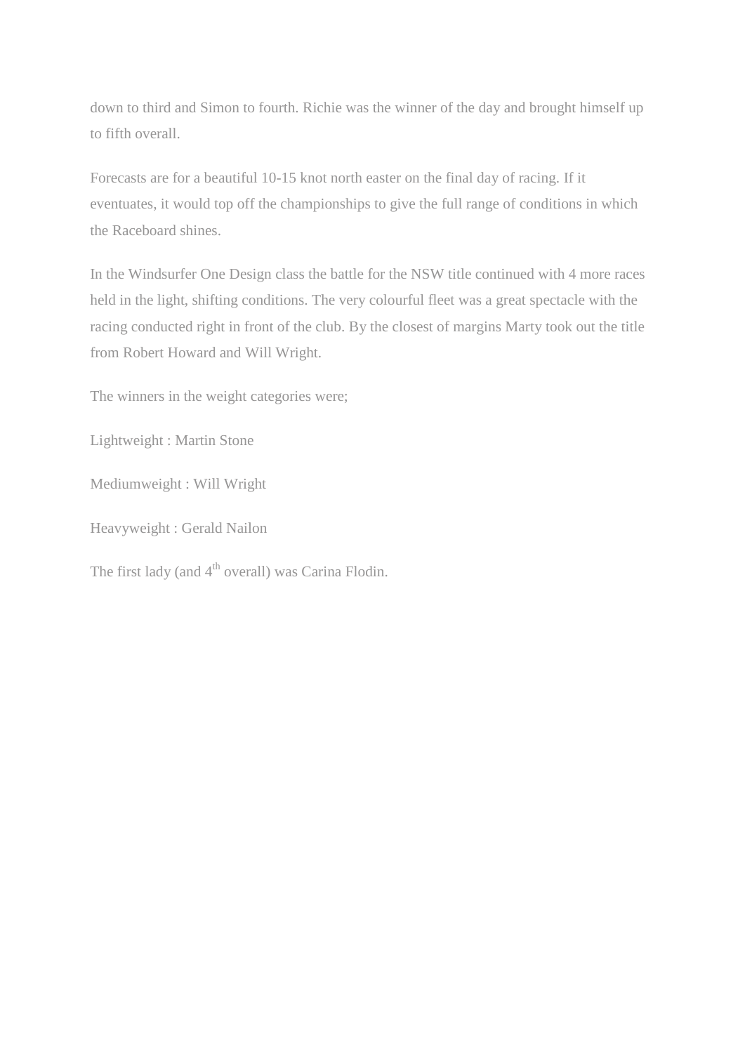down to third and Simon to fourth. Richie was the winner of the day and brought himself up to fifth overall.

Forecasts are for a beautiful 10-15 knot north easter on the final day of racing. If it eventuates, it would top off the championships to give the full range of conditions in which the Raceboard shines.

In the Windsurfer One Design class the battle for the NSW title continued with 4 more races held in the light, shifting conditions. The very colourful fleet was a great spectacle with the racing conducted right in front of the club. By the closest of margins Marty took out the title from Robert Howard and Will Wright.

The winners in the weight categories were;

Lightweight : Martin Stone

Mediumweight : Will Wright

Heavyweight : Gerald Nailon

The first lady (and 4th overall) was Carina Flodin.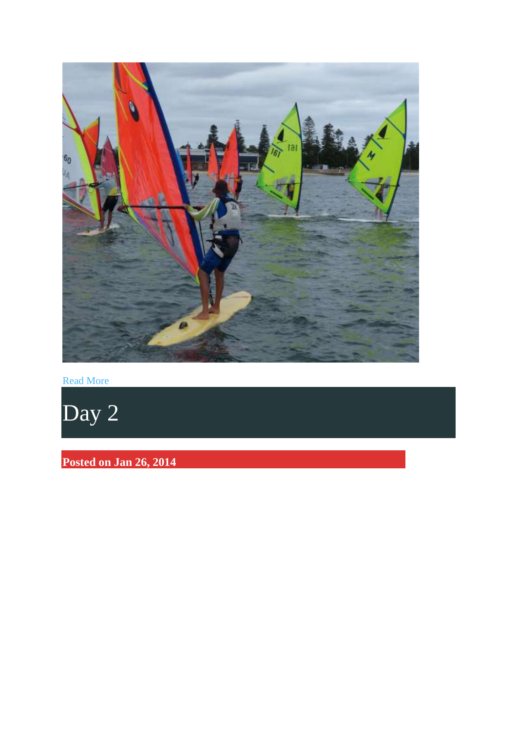Read More

# Day 2

**Posted on Jan 26, 2014**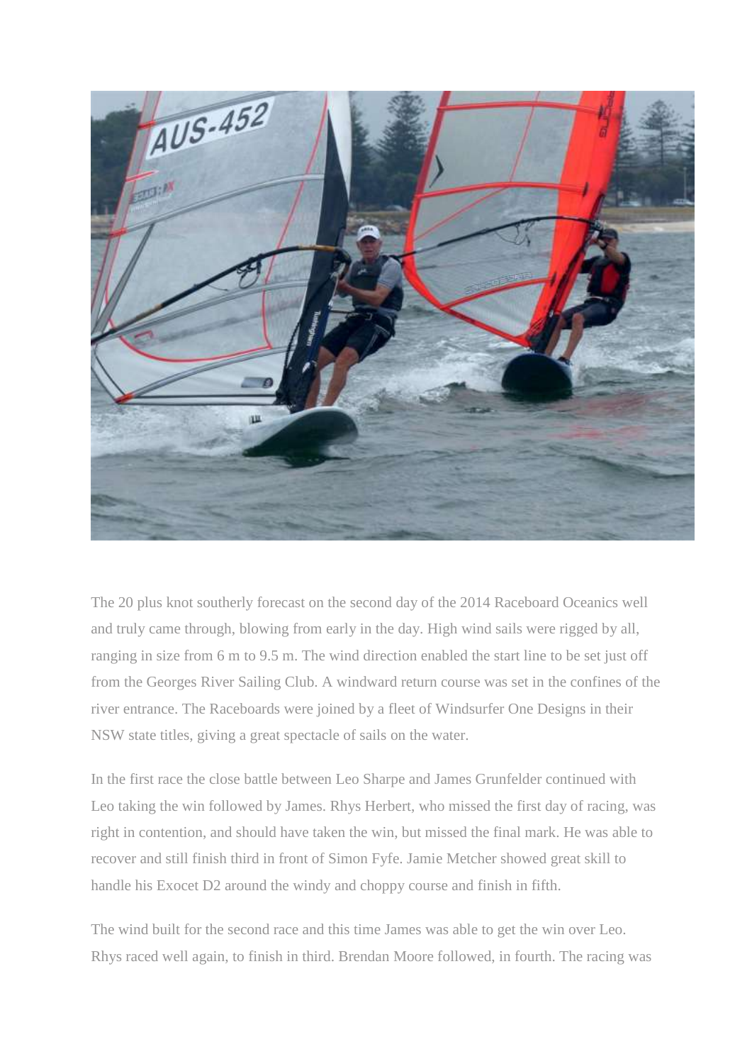The 20 plus knot southerly forecast on the second day of the 2014 Raceboard Oceanics well and truly came through, blowing from early in the day. High wind sails were rigged by all, ranging in size from 6 m to 9.5 m. The wind direction enabled the start line to be set just off from the Georges River Sailing Club. A windward return course was set in the confines of the river entrance. The Raceboards were joined by a fleet of Windsurfer One Designs in their NSW state titles, giving a great spectacle of sails on the water.

In the first race the close battle between Leo Sharpe and James Grunfelder continued with Leo taking the win followed by James. Rhys Herbert, who missed the first day of racing, was right in contention, and should have taken the win, but missed the final mark. He was able to recover and still finish third in front of Simon Fyfe. Jamie Metcher showed great skill to handle his Exocet D2 around the windy and choppy course and finish in fifth.

The wind built for the second race and this time James was able to get the win over Leo. Rhys raced well again, to finish in third. Brendan Moore followed, in fourth. The racing was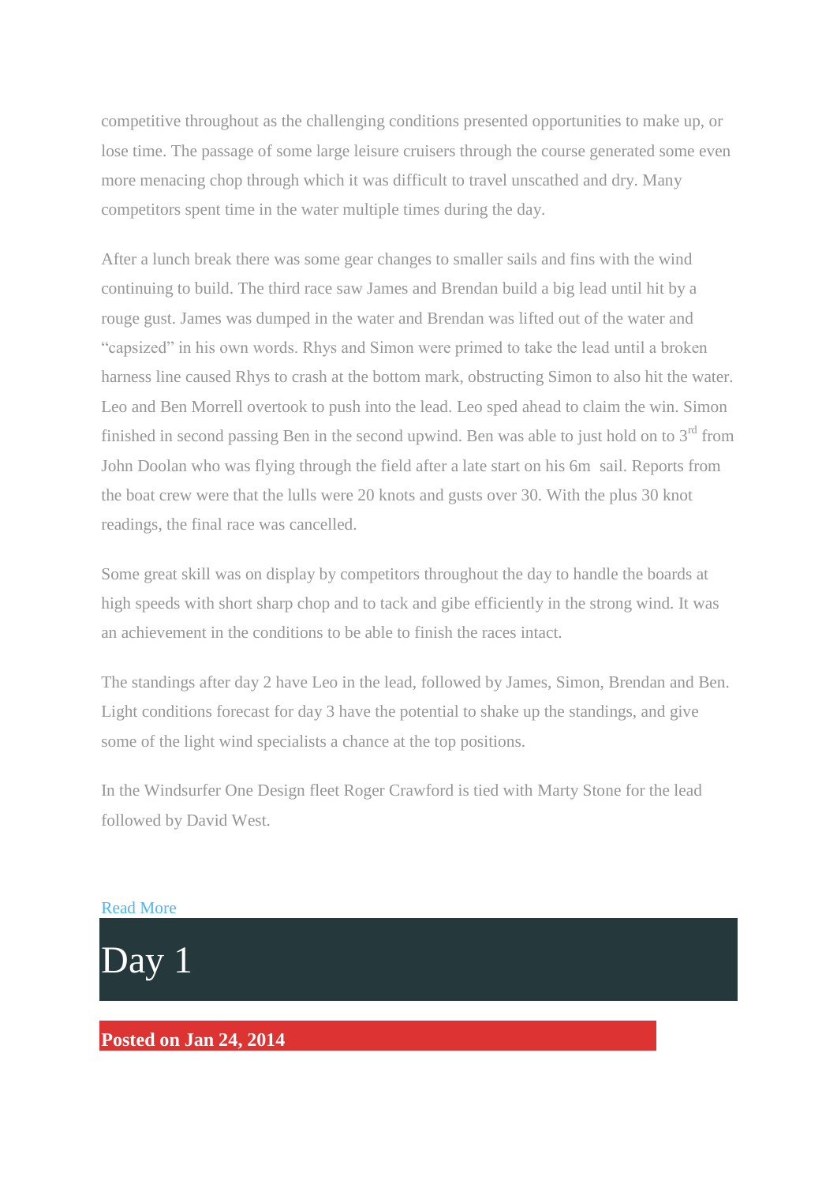competitive throughout as the challenging conditions presented opportunities to make up, or lose time. The passage of some large leisure cruisers through the course generated some even more menacing chop through which it was difficult to travel unscathed and dry. Many competitors spent time in the water multiple times during the day.

After a lunch break there was some gear changes to smaller sails and fins with the wind continuing to build. The third race saw James and Brendan build a big lead until hit by a rouge gust. James was dumped in the water and Brendan was lifted out of the water and "capsized" in his own words. Rhys and Simon were primed to take the lead until a broken harness line caused Rhys to crash at the bottom mark, obstructing Simon to also hit the water. Leo and Ben Morrell overtook to push into the lead. Leo sped ahead to claim the win. Simon finished in second passing Ben in the second upwind. Ben was able to just hold on to 3rd from John Doolan who was flying through the field after a late start on his 6m sail. Reports from the boat crew were that the lulls were 20 knots and gusts over 30. With the plus 30 knot readings, the final race was cancelled.

Some great skill was on display by competitors throughout the day to handle the boards at high speeds with short sharp chop and to tack and gibe efficiently in the strong wind. It was an achievement in the conditions to be able to finish the races intact.

The standings after day 2 have Leo in the lead, followed by James, Simon, Brendan and Ben. Light conditions forecast for day 3 have the potential to shake up the standings, and give some of the light wind specialists a chance at the top positions.

In the Windsurfer One Design fleet Roger Crawford is tied with Marty Stone for the lead followed by David West.

Read More

# Day 1

**Posted on Jan 24, 2014**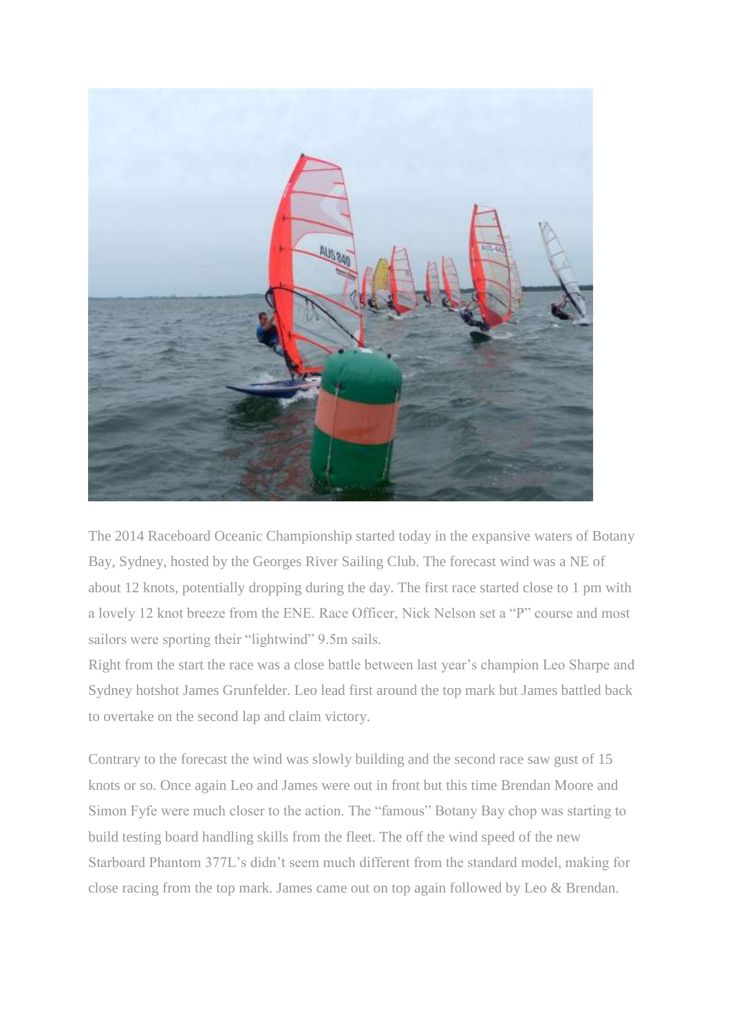The 2014 Raceboard Oceanic Championship started today in the expansive waters of Botany Bay, Sydney, hosted by the Georges River Sailing Club. The forecast wind was a NE of about 12 knots, potentially dropping during the day. The first race started close to 1 pm with a lovely 12 knot breeze from the ENE. Race Officer, Nick Nelson set a "P" course and most sailors were sporting their "lightwind" 9.5m sails.

Right from the start the race was a close battle between last year's champion Leo Sharpe and Sydney hotshot James Grunfelder. Leo lead first around the top mark but James battled back to overtake on the second lap and claim victory.

Contrary to the forecast the wind was slowly building and the second race saw gust of 15 knots or so. Once again Leo and James were out in front but this time Brendan Moore and Simon Fyfe were much closer to the action. The "famous" Botany Bay chop was starting to build testing board handling skills from the fleet. The off the wind speed of the new Starboard Phantom 377L's didn't seem much different from the standard model, making for close racing from the top mark. James came out on top again followed by Leo & Brendan.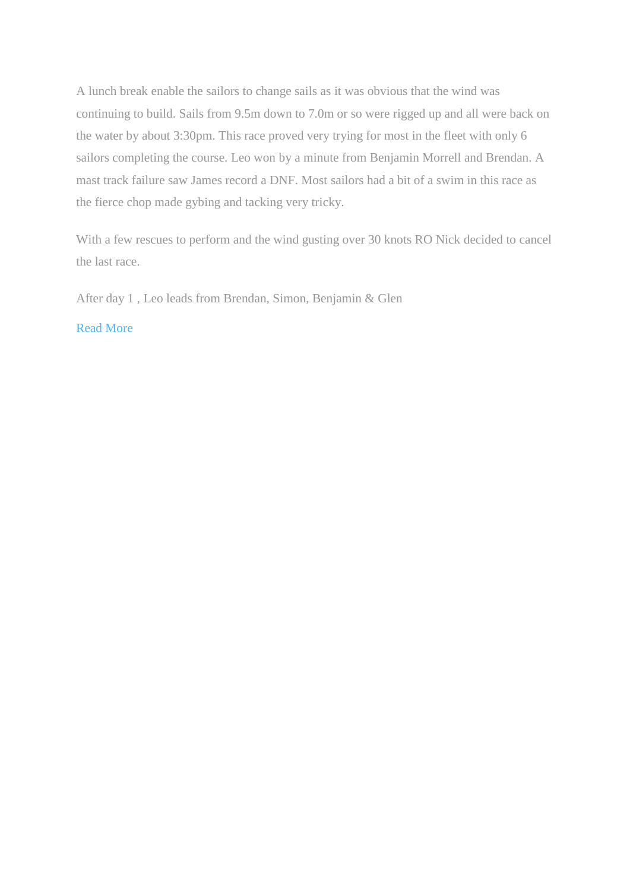A lunch break enable the sailors to change sails as it was obvious that the wind was continuing to build. Sails from 9.5m down to 7.0m or so were rigged up and all were back on the water by about 3:30pm. This race proved very trying for most in the fleet with only 6 sailors completing the course. Leo won by a minute from Benjamin Morrell and Brendan. A mast track failure saw James record a DNF. Most sailors had a bit of a swim in this race as the fierce chop made gybing and tacking very tricky.

With a few rescues to perform and the wind gusting over 30 knots RO Nick decided to cancel the last race.

After day 1 , Leo leads from Brendan, Simon, Benjamin & Glen

Read More